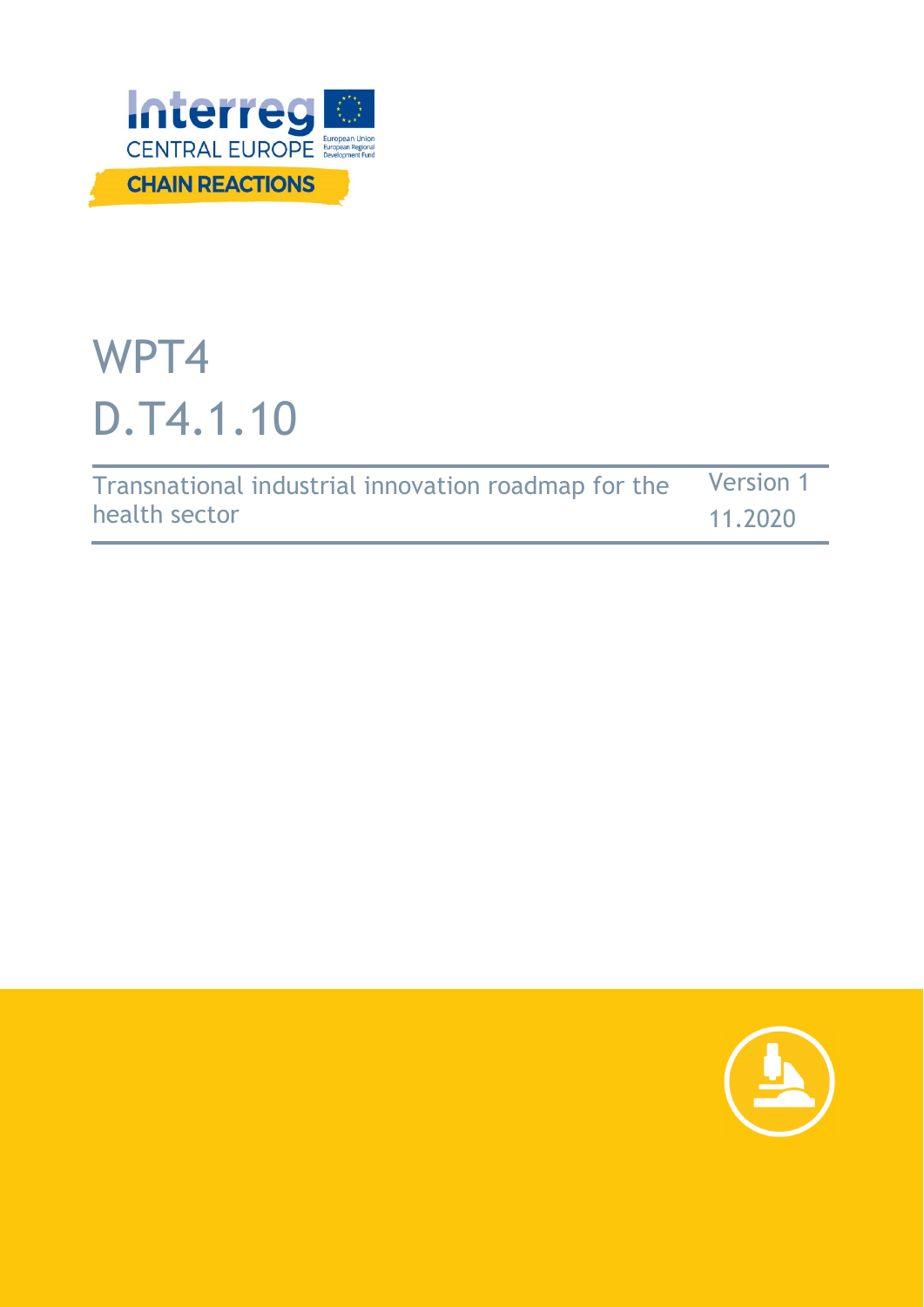Interreg

CENTRAL EUROPE

European Union
European Regional Development Fund

CHAIN REACTIONS

# WPT4
# D.T4.1.10

| Transnational industrial innovation roadmap for the health sector | Version 1 11.2020 |
| --- | --- |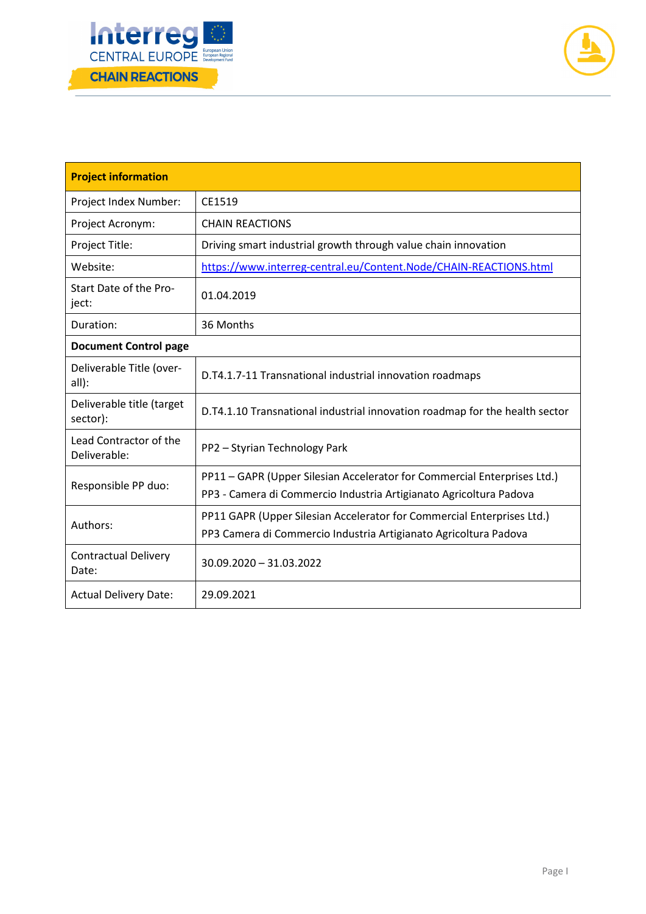| Project information | |
|---|---|
| Project Index Number: | CE1519 |
| Project Acronym: | CHAIN REACTIONS |
| Project Title: | Driving smart industrial growth through value chain innovation |
| Website: | [https://www.interreg-central.eu/Content.Node/CHAIN-REACTIONS.html](https://www.interreg-central.eu/Content.Node/CHAIN-REACTIONS.html) |
| Start Date of the Project: | 01.04.2019 |
| Duration: | 36 Months |
| **Document Control page** | |
| Deliverable Title (overall): | D.T4.1.7-11 Transnational industrial innovation roadmaps |
| Deliverable title (target sector): | D.T4.1.10 Transnational industrial innovation roadmap for the health sector |
| Lead Contractor of the Deliverable: | PP2 – Styrian Technology Park |
| Responsible PP duo: | PP11 – GAPR (Upper Silesian Accelerator for Commercial Enterprises Ltd.)<br>PP3 - Camera di Commercio Industria Artigianato Agricoltura Padova |
| Authors: | PP11 GAPR (Upper Silesian Accelerator for Commercial Enterprises Ltd.)<br>PP3 Camera di Commercio Industria Artigianato Agricoltura Padova |
| Contractual Delivery Date: | 30.09.2020 – 31.03.2022 |
| Actual Delivery Date: | 29.09.2021 |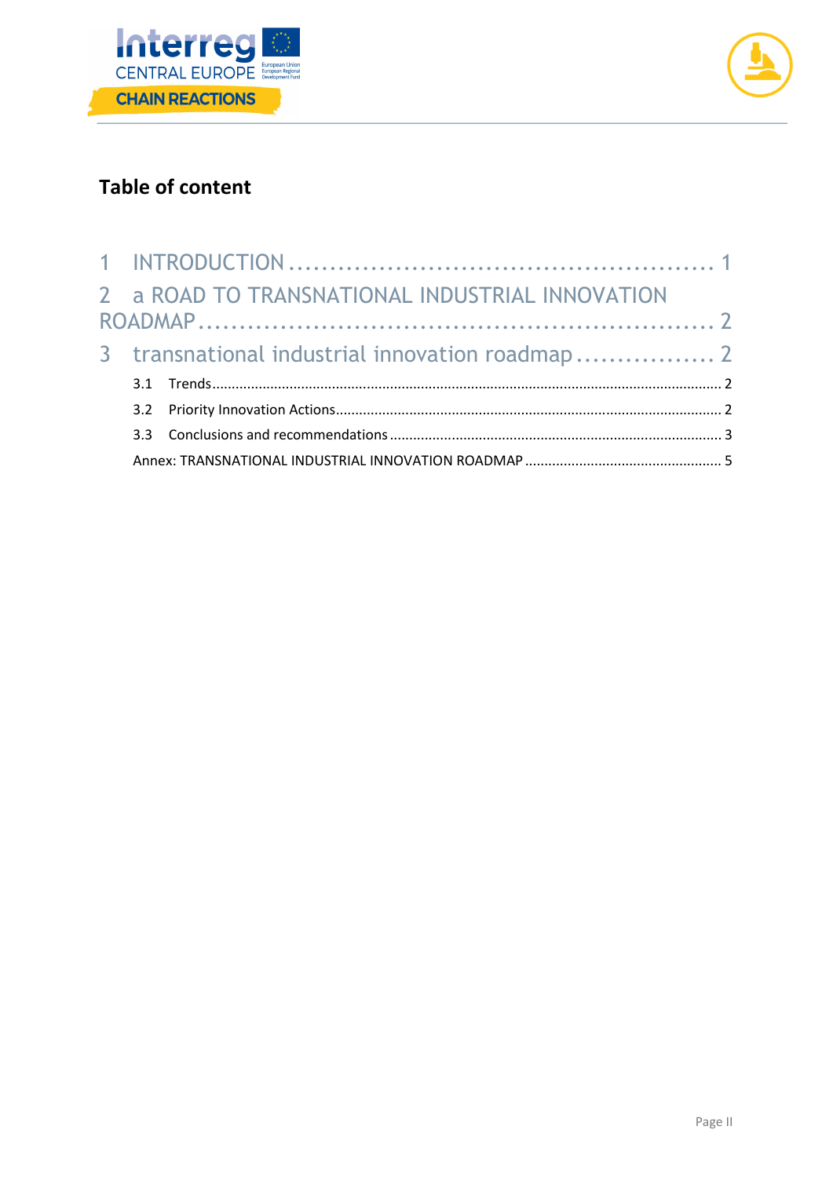## Table of content

1 INTRODUCTION .................................................. 1

2 a ROAD TO TRANSNATIONAL INDUSTRIAL INNOVATION ROADMAP .................................................. 2

3 transnational industrial innovation roadmap ................. 2

- 3.1 Trends .................................................. 2
- 3.2 Priority Innovation Actions .................................................. 2
- 3.3 Conclusions and recommendations .................................................. 3
- Annex: TRANSNATIONAL INDUSTRIAL INNOVATION ROADMAP .................................................. 5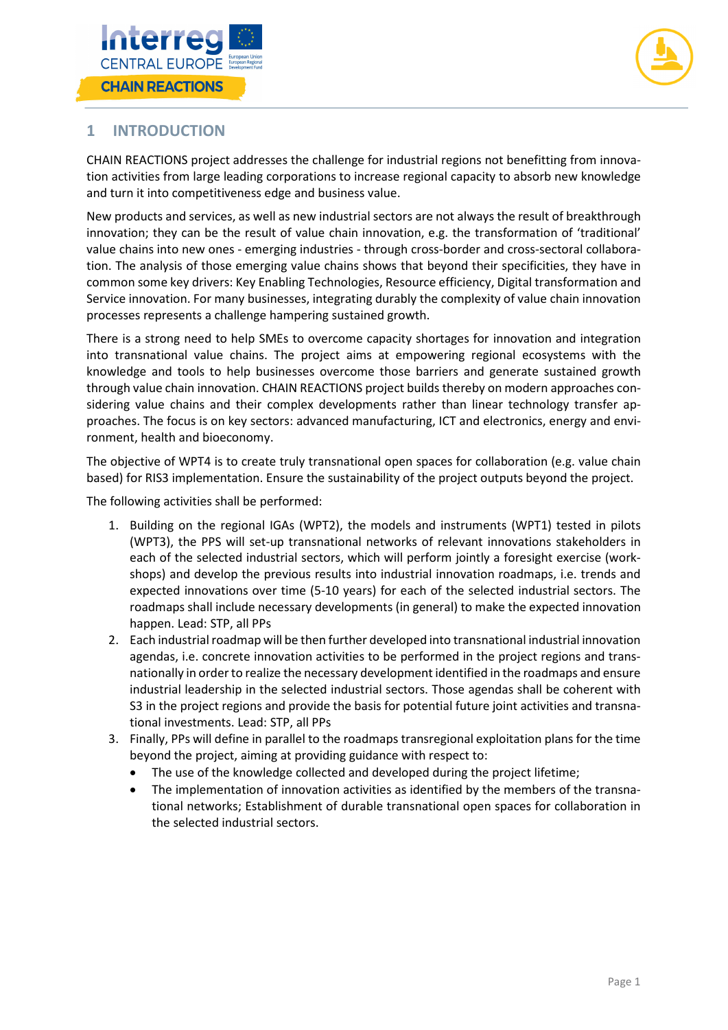# 1 INTRODUCTION

CHAIN REACTIONS project addresses the challenge for industrial regions not benefitting from innovation activities from large leading corporations to increase regional capacity to absorb new knowledge and turn it into competitiveness edge and business value.

New products and services, as well as new industrial sectors are not always the result of breakthrough innovation; they can be the result of value chain innovation, e.g. the transformation of 'traditional' value chains into new ones - emerging industries - through cross-border and cross-sectoral collaboration. The analysis of those emerging value chains shows that beyond their specificities, they have in common some key drivers: Key Enabling Technologies, Resource efficiency, Digital transformation and Service innovation. For many businesses, integrating durably the complexity of value chain innovation processes represents a challenge hampering sustained growth.

There is a strong need to help SMEs to overcome capacity shortages for innovation and integration into transnational value chains. The project aims at empowering regional ecosystems with the knowledge and tools to help businesses overcome those barriers and generate sustained growth through value chain innovation. CHAIN REACTIONS project builds thereby on modern approaches considering value chains and their complex developments rather than linear technology transfer approaches. The focus is on key sectors: advanced manufacturing, ICT and electronics, energy and environment, health and bioeconomy.

The objective of WPT4 is to create truly transnational open spaces for collaboration (e.g. value chain based) for RIS3 implementation. Ensure the sustainability of the project outputs beyond the project.

The following activities shall be performed:

1. Building on the regional IGAs (WPT2), the models and instruments (WPT1) tested in pilots (WPT3), the PPS will set-up transnational networks of relevant innovations stakeholders in each of the selected industrial sectors, which will perform jointly a foresight exercise (workshops) and develop the previous results into industrial innovation roadmaps, i.e. trends and expected innovations over time (5-10 years) for each of the selected industrial sectors. The roadmaps shall include necessary developments (in general) to make the expected innovation happen. Lead: STP, all PPs
2. Each industrial roadmap will be then further developed into transnational industrial innovation agendas, i.e. concrete innovation activities to be performed in the project regions and transnationally in order to realize the necessary development identified in the roadmaps and ensure industrial leadership in the selected industrial sectors. Those agendas shall be coherent with S3 in the project regions and provide the basis for potential future joint activities and transnational investments. Lead: STP, all PPs
3. Finally, PPs will define in parallel to the roadmaps transregional exploitation plans for the time beyond the project, aiming at providing guidance with respect to:
   - The use of the knowledge collected and developed during the project lifetime;
   - The implementation of innovation activities as identified by the members of the transnational networks; Establishment of durable transnational open spaces for collaboration in the selected industrial sectors.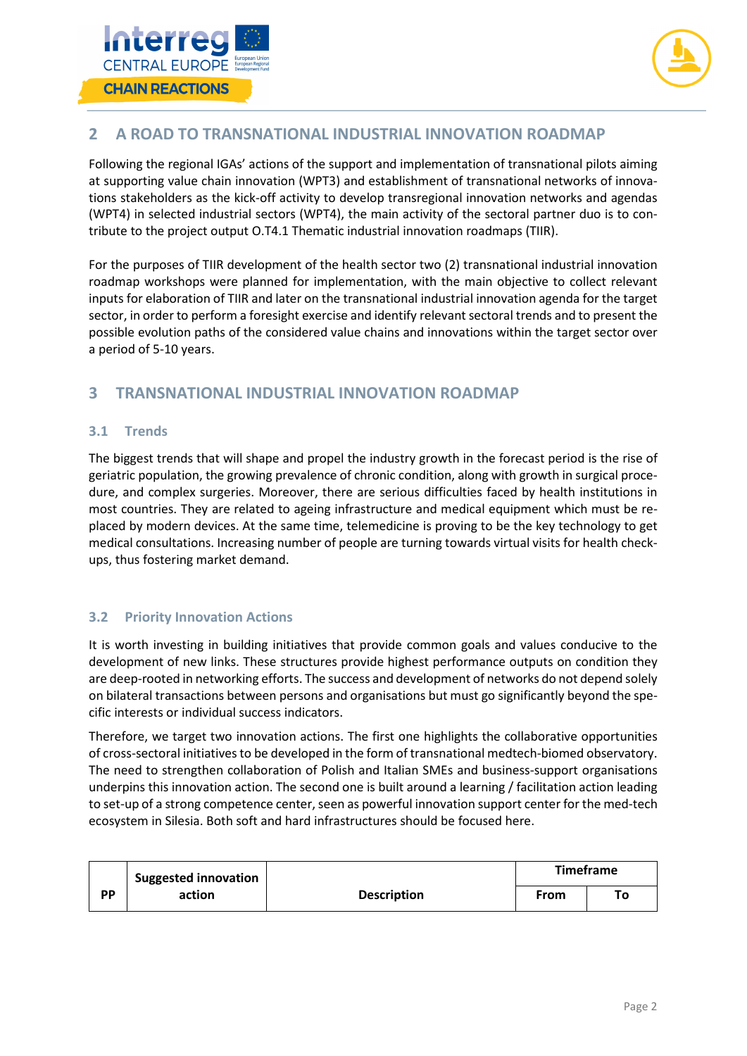## 2 A ROAD TO TRANSNATIONAL INDUSTRIAL INNOVATION ROADMAP

Following the regional IGAs' actions of the support and implementation of transnational pilots aiming at supporting value chain innovation (WPT3) and establishment of transnational networks of innovations stakeholders as the kick-off activity to develop transregional innovation networks and agendas (WPT4) in selected industrial sectors (WPT4), the main activity of the sectoral partner duo is to contribute to the project output O.T4.1 Thematic industrial innovation roadmaps (TIIR).

For the purposes of TIIR development of the health sector two (2) transnational industrial innovation roadmap workshops were planned for implementation, with the main objective to collect relevant inputs for elaboration of TIIR and later on the transnational industrial innovation agenda for the target sector, in order to perform a foresight exercise and identify relevant sectoral trends and to present the possible evolution paths of the considered value chains and innovations within the target sector over a period of 5-10 years.

## 3 TRANSNATIONAL INDUSTRIAL INNOVATION ROADMAP

### 3.1 Trends

The biggest trends that will shape and propel the industry growth in the forecast period is the rise of geriatric population, the growing prevalence of chronic condition, along with growth in surgical procedure, and complex surgeries. Moreover, there are serious difficulties faced by health institutions in most countries. They are related to ageing infrastructure and medical equipment which must be replaced by modern devices. At the same time, telemedicine is proving to be the key technology to get medical consultations. Increasing number of people are turning towards virtual visits for health check-ups, thus fostering market demand.

### 3.2 Priority Innovation Actions

It is worth investing in building initiatives that provide common goals and values conducive to the development of new links. These structures provide highest performance outputs on condition they are deep-rooted in networking efforts. The success and development of networks do not depend solely on bilateral transactions between persons and organisations but must go significantly beyond the specific interests or individual success indicators.

Therefore, we target two innovation actions. The first one highlights the collaborative opportunities of cross-sectoral initiatives to be developed in the form of transnational medtech-biomed observatory. The need to strengthen collaboration of Polish and Italian SMEs and business-support organisations underpins this innovation action. The second one is built around a learning / facilitation action leading to set-up of a strong competence center, seen as powerful innovation support center for the med-tech ecosystem in Silesia. Both soft and hard infrastructures should be focused here.

| PP | Suggested innovation action | Description | Timeframe | |
|---|---|---|---|---|
| | | | From | To |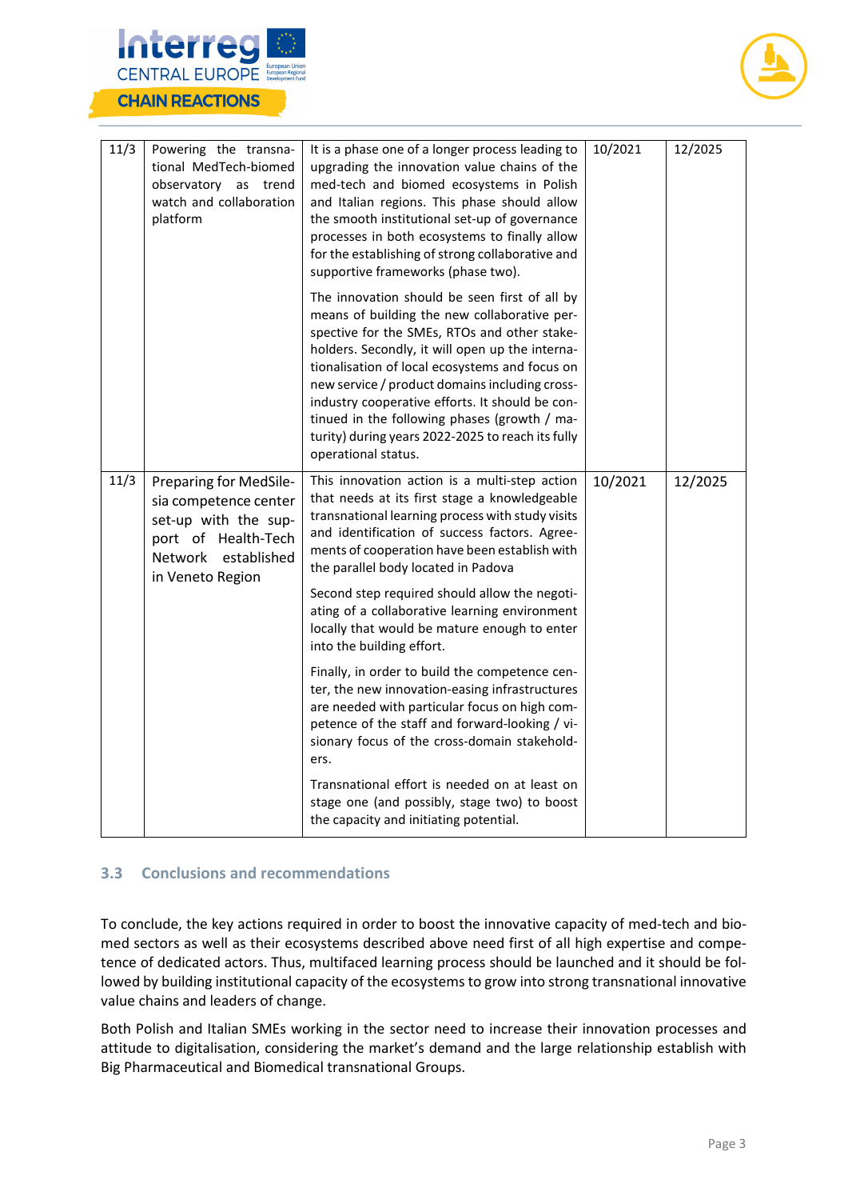| 11/3 | Powering the transnational MedTech-biomed observatory as trend watch and collaboration platform | It is a phase one of a longer process leading to upgrading the innovation value chains of the med-tech and biomed ecosystems in Polish and Italian regions. This phase should allow the smooth institutional set-up of governance processes in both ecosystems to finally allow for the establishing of strong collaborative and supportive frameworks (phase two). The innovation should be seen first of all by means of building the new collaborative perspective for the SMEs, RTOs and other stakeholders. Secondly, it will open up the internationalisation of local ecosystems and focus on new service / product domains including cross-industry cooperative efforts. It should be continued in the following phases (growth / maturity) during years 2022-2025 to reach its fully operational status. | 10/2021 | 12/2025 |
|---|---|---|---|---|
| 11/3 | Preparing for MedSilesia competence center set-up with the support of Health-Tech Network established in Veneto Region | This innovation action is a multi-step action that needs at its first stage a knowledgeable transnational learning process with study visits and identification of success factors. Agreements of cooperation have been establish with the parallel body located in Padova. Second step required should allow the negotiating of a collaborative learning environment locally that would be mature enough to enter into the building effort. Finally, in order to build the competence center, the new innovation-easing infrastructures are needed with particular focus on high competence of the staff and forward-looking / visionary focus of the cross-domain stakeholders. Transnational effort is needed on at least on stage one (and possibly, stage two) to boost the capacity and initiating potential. | 10/2021 | 12/2025 |

## 3.3 Conclusions and recommendations

To conclude, the key actions required in order to boost the innovative capacity of med-tech and biomed sectors as well as their ecosystems described above need first of all high expertise and competence of dedicated actors. Thus, multifaced learning process should be launched and it should be followed by building institutional capacity of the ecosystems to grow into strong transnational innovative value chains and leaders of change.

Both Polish and Italian SMEs working in the sector need to increase their innovation processes and attitude to digitalisation, considering the market's demand and the large relationship establish with Big Pharmaceutical and Biomedical transnational Groups.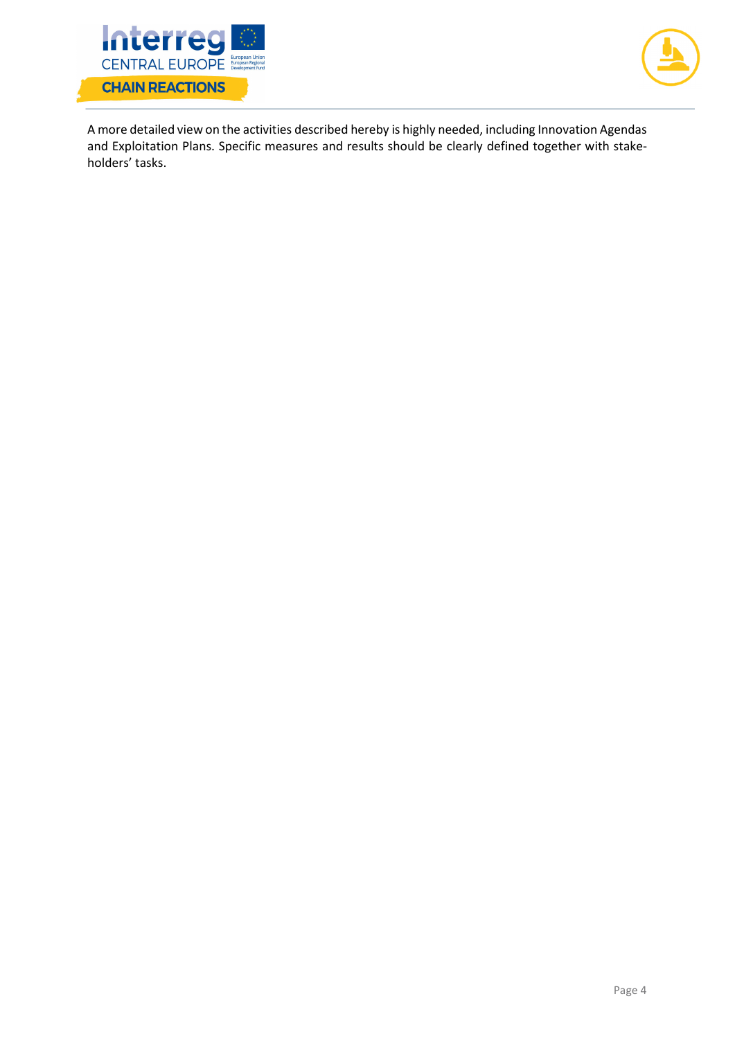A more detailed view on the activities described hereby is highly needed, including Innovation Agendas and Exploitation Plans. Specific measures and results should be clearly defined together with stake-holders' tasks.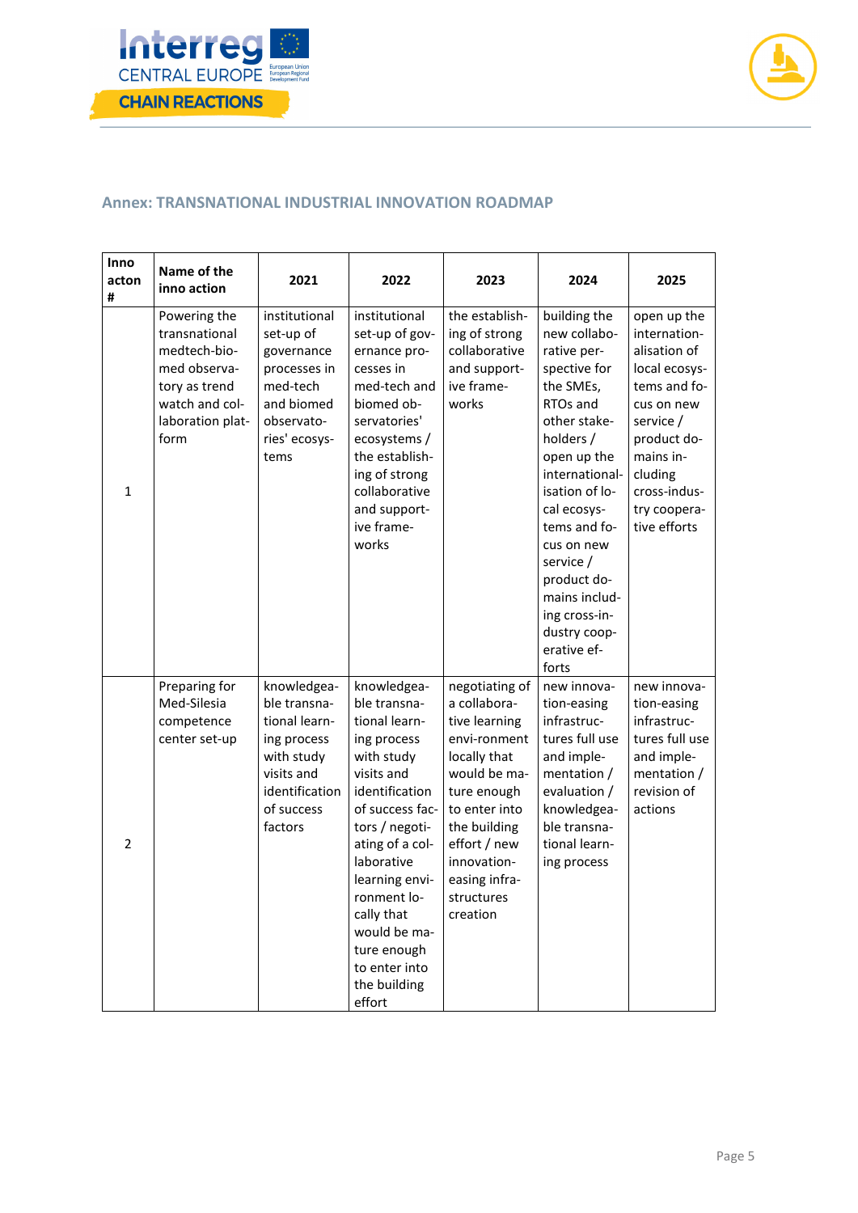## Annex: TRANSNATIONAL INDUSTRIAL INNOVATION ROADMAP

| Inno acton # | Name of the inno action | 2021 | 2022 | 2023 | 2024 | 2025 |
|---|---|---|---|---|---|---|
| 1 | Powering the transnational medtech-biomed observatory as trend watch and collaboration platform | institutional set-up of governance processes in med-tech and biomed observatories' ecosystems | institutional set-up of governance processes in med-tech and biomed observatories' ecosystems / the establishing of strong collaborative and supportive frameworks | the establishing of strong collaborative and supportive frameworks | building the new collaborative perspective for the SMEs, RTOs and other stakeholders / open up the internationalisation of local ecosystems and focus on new service / product domains including cross-industry cooperative efforts | open up the internationalisation of local ecosystems and focus on new service / product domains including cross-industry cooperative efforts |
| 2 | Preparing for Med-Silesia competence center set-up | knowledgeable transnational learning process with study visits and identification of success factors | knowledgeable transnational learning process with study visits and identification of success factors / negotiating of a collaborative learning environment locally that would be mature enough to enter into the building effort | negotiating of a collaborative learning envi-ronment locally that would be mature enough to enter into the building effort / new innovation-easing infrastructures creation | new innovation-easing infrastructures full use and implementation / evaluation / knowledgeable transnational learning process | new innovation-easing infrastructures full use and implementation / revision of actions |